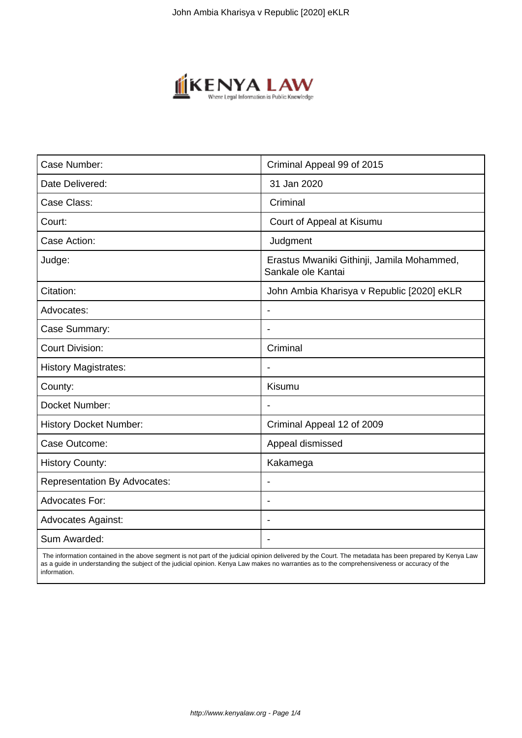| Case Number: | Criminal Appeal 99 of 2015 |
| --- | --- |
| Date Delivered: | 31 Jan 2020 |
| Case Class: | Criminal |
| Court: | Court of Appeal at Kisumu |
| Case Action: | Judgment |
| Judge: | Erastus Mwaniki Githinji, Jamila Mohammed, Sankale ole Kantai |
| Citation: | John Ambia Kharisya v Republic [2020] eKLR |
| Advocates: | - |
| Case Summary: | - |
| Court Division: | Criminal |
| History Magistrates: | - |
| County: | Kisumu |
| Docket Number: | - |
| History Docket Number: | Criminal Appeal 12 of 2009 |
| Case Outcome: | Appeal dismissed |
| History County: | Kakamega |
| Representation By Advocates: | - |
| Advocates For: | - |
| Advocates Against: | - |
| Sum Awarded: | - |

The information contained in the above segment is not part of the judicial opinion delivered by the Court. The metadata has been prepared by Kenya Law as a guide in understanding the subject of the judicial opinion. Kenya Law makes no warranties as to the comprehensiveness or accuracy of the information.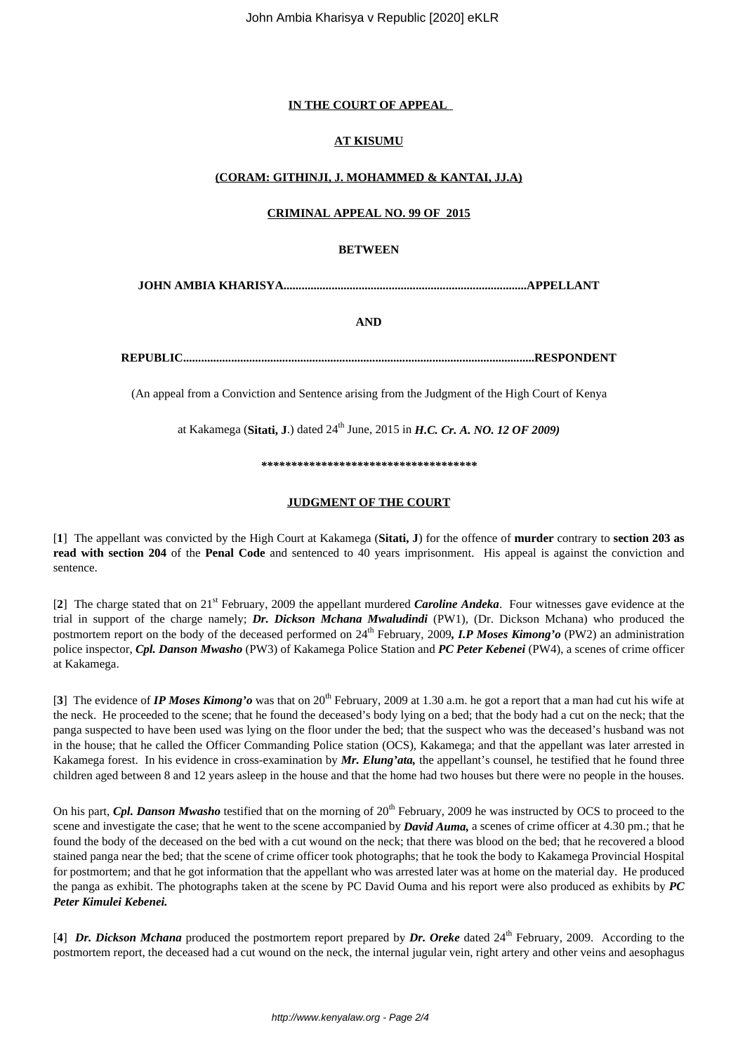**IN THE COURT OF APPEAL**

**AT KISUMU**

**(CORAM: GITHINJI, J. MOHAMMED & KANTAI, JJ.A)**

**CRIMINAL APPEAL NO. 99 OF 2015**

**BETWEEN**

**JOHN AMBIA KHARISYA................................................................................APPELLANT**

**AND**

**REPUBLIC...................................................................................................................RESPONDENT**

(An appeal from a Conviction and Sentence arising from the Judgment of the High Court of Kenya

at Kakamega (**Sitati, J**.) dated 24th June, 2015 in ***H.C. Cr. A. NO. 12 OF 2009)***

**************************************

**JUDGMENT OF THE COURT**

[**1**] The appellant was convicted by the High Court at Kakamega (**Sitati, J**) for the offence of **murder** contrary to **section 203 as read with section 204** of the **Penal Code** and sentenced to 40 years imprisonment. His appeal is against the conviction and sentence.

[**2**] The charge stated that on 21st February, 2009 the appellant murdered ***Caroline Andeka***. Four witnesses gave evidence at the trial in support of the charge namely; ***Dr. Dickson Mchana Mwaludindi*** (PW1), (Dr. Dickson Mchana) who produced the postmortem report on the body of the deceased performed on 24th February, 2009, ***I.P Moses Kimong'o*** (PW2) an administration police inspector, ***Cpl. Danson Mwasho*** (PW3) of Kakamega Police Station and ***PC Peter Kebenei*** (PW4), a scenes of crime officer at Kakamega.

[**3**] The evidence of ***IP Moses Kimong'o*** was that on 20th February, 2009 at 1.30 a.m. he got a report that a man had cut his wife at the neck. He proceeded to the scene; that he found the deceased's body lying on a bed; that the body had a cut on the neck; that the panga suspected to have been used was lying on the floor under the bed; that the suspect who was the deceased's husband was not in the house; that he called the Officer Commanding Police station (OCS), Kakamega; and that the appellant was later arrested in Kakamega forest. In his evidence in cross-examination by ***Mr. Elung'ata,*** the appellant's counsel, he testified that he found three children aged between 8 and 12 years asleep in the house and that the home had two houses but there were no people in the houses.

On his part, ***Cpl. Danson Mwasho*** testified that on the morning of 20th February, 2009 he was instructed by OCS to proceed to the scene and investigate the case; that he went to the scene accompanied by ***David Auma,*** a scenes of crime officer at 4.30 pm.; that he found the body of the deceased on the bed with a cut wound on the neck; that there was blood on the bed; that he recovered a blood stained panga near the bed; that the scene of crime officer took photographs; that he took the body to Kakamega Provincial Hospital for postmortem; and that he got information that the appellant who was arrested later was at home on the material day. He produced the panga as exhibit. The photographs taken at the scene by PC David Ouma and his report were also produced as exhibits by ***PC Peter Kimulei Kebenei.***

[**4**] ***Dr. Dickson Mchana*** produced the postmortem report prepared by ***Dr. Oreke*** dated 24th February, 2009. According to the postmortem report, the deceased had a cut wound on the neck, the internal jugular vein, right artery and other veins and aesophagus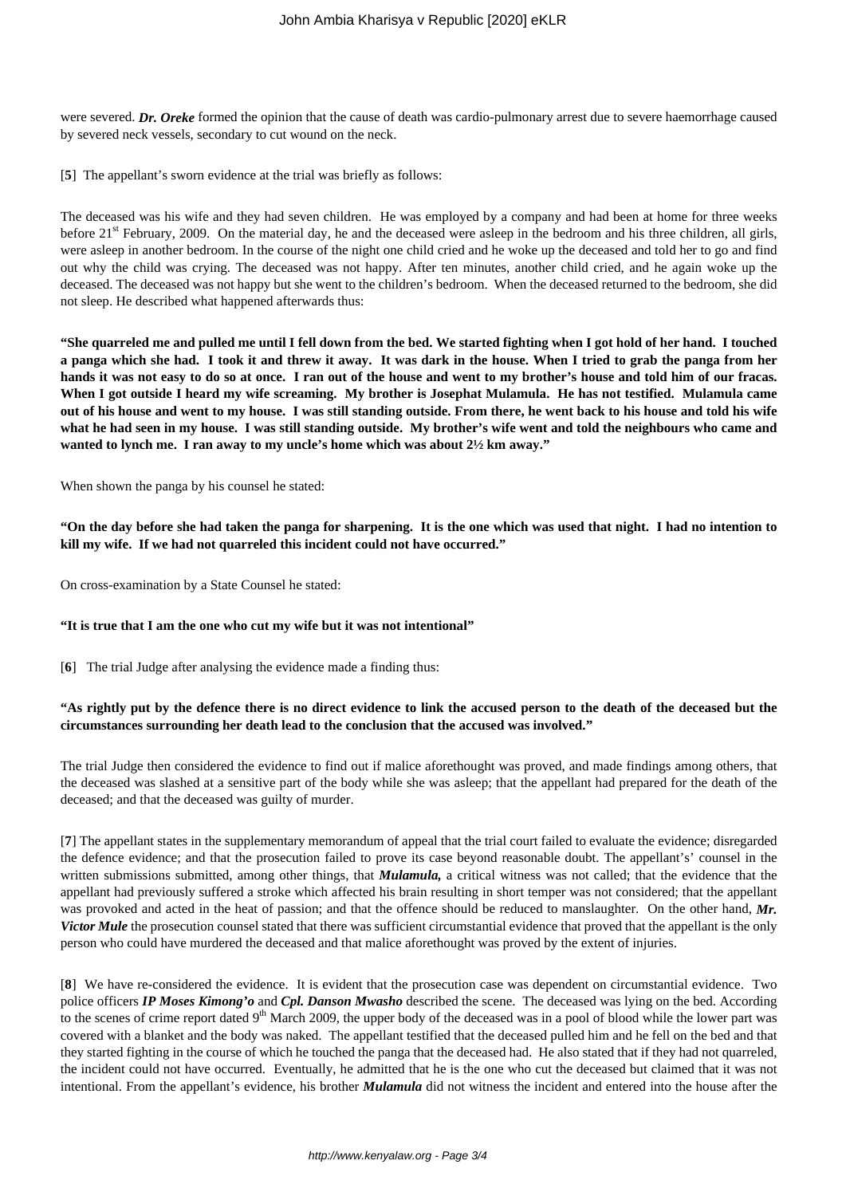were severed. ***Dr. Oreke*** formed the opinion that the cause of death was cardio-pulmonary arrest due to severe haemorrhage caused by severed neck vessels, secondary to cut wound on the neck.

[**5**] The appellant's sworn evidence at the trial was briefly as follows:

The deceased was his wife and they had seven children. He was employed by a company and had been at home for three weeks before 21st February, 2009. On the material day, he and the deceased were asleep in the bedroom and his three children, all girls, were asleep in another bedroom. In the course of the night one child cried and he woke up the deceased and told her to go and find out why the child was crying. The deceased was not happy. After ten minutes, another child cried, and he again woke up the deceased. The deceased was not happy but she went to the children's bedroom. When the deceased returned to the bedroom, she did not sleep. He described what happened afterwards thus:

**"She quarreled me and pulled me until I fell down from the bed. We started fighting when I got hold of her hand. I touched a panga which she had. I took it and threw it away. It was dark in the house. When I tried to grab the panga from her hands it was not easy to do so at once. I ran out of the house and went to my brother's house and told him of our fracas. When I got outside I heard my wife screaming. My brother is Josephat Mulamula. He has not testified. Mulamula came out of his house and went to my house. I was still standing outside. From there, he went back to his house and told his wife what he had seen in my house. I was still standing outside. My brother's wife went and told the neighbours who came and wanted to lynch me. I ran away to my uncle's home which was about 2½ km away."**

When shown the panga by his counsel he stated:

**"On the day before she had taken the panga for sharpening. It is the one which was used that night. I had no intention to kill my wife. If we had not quarreled this incident could not have occurred."**

On cross-examination by a State Counsel he stated:

**"It is true that I am the one who cut my wife but it was not intentional"**

[**6**] The trial Judge after analysing the evidence made a finding thus:

**"As rightly put by the defence there is no direct evidence to link the accused person to the death of the deceased but the circumstances surrounding her death lead to the conclusion that the accused was involved."**

The trial Judge then considered the evidence to find out if malice aforethought was proved, and made findings among others, that the deceased was slashed at a sensitive part of the body while she was asleep; that the appellant had prepared for the death of the deceased; and that the deceased was guilty of murder.

[**7**] The appellant states in the supplementary memorandum of appeal that the trial court failed to evaluate the evidence; disregarded the defence evidence; and that the prosecution failed to prove its case beyond reasonable doubt. The appellant's' counsel in the written submissions submitted, among other things, that ***Mulamula,*** a critical witness was not called; that the evidence that the appellant had previously suffered a stroke which affected his brain resulting in short temper was not considered; that the appellant was provoked and acted in the heat of passion; and that the offence should be reduced to manslaughter. On the other hand, ***Mr. Victor Mule*** the prosecution counsel stated that there was sufficient circumstantial evidence that proved that the appellant is the only person who could have murdered the deceased and that malice aforethought was proved by the extent of injuries.

[**8**] We have re-considered the evidence. It is evident that the prosecution case was dependent on circumstantial evidence. Two police officers ***IP Moses Kimong'o*** and ***Cpl. Danson Mwasho*** described the scene. The deceased was lying on the bed. According to the scenes of crime report dated 9th March 2009, the upper body of the deceased was in a pool of blood while the lower part was covered with a blanket and the body was naked. The appellant testified that the deceased pulled him and he fell on the bed and that they started fighting in the course of which he touched the panga that the deceased had. He also stated that if they had not quarreled, the incident could not have occurred. Eventually, he admitted that he is the one who cut the deceased but claimed that it was not intentional. From the appellant's evidence, his brother ***Mulamula*** did not witness the incident and entered into the house after the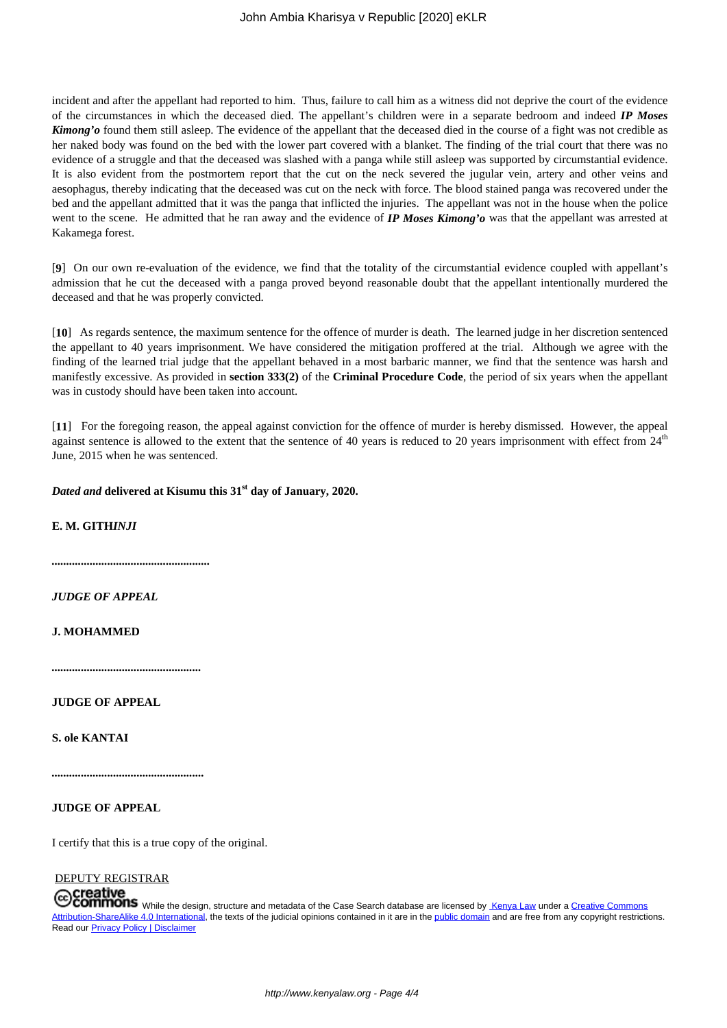incident and after the appellant had reported to him. Thus, failure to call him as a witness did not deprive the court of the evidence of the circumstances in which the deceased died. The appellant's children were in a separate bedroom and indeed ***IP Moses Kimong'o*** found them still asleep. The evidence of the appellant that the deceased died in the course of a fight was not credible as her naked body was found on the bed with the lower part covered with a blanket. The finding of the trial court that there was no evidence of a struggle and that the deceased was slashed with a panga while still asleep was supported by circumstantial evidence. It is also evident from the postmortem report that the cut on the neck severed the jugular vein, artery and other veins and aesophagus, thereby indicating that the deceased was cut on the neck with force. The blood stained panga was recovered under the bed and the appellant admitted that it was the panga that inflicted the injuries. The appellant was not in the house when the police went to the scene. He admitted that he ran away and the evidence of ***IP Moses Kimong'o*** was that the appellant was arrested at Kakamega forest.

[**9**] On our own re-evaluation of the evidence, we find that the totality of the circumstantial evidence coupled with appellant's admission that he cut the deceased with a panga proved beyond reasonable doubt that the appellant intentionally murdered the deceased and that he was properly convicted.

[**10**] As regards sentence, the maximum sentence for the offence of murder is death. The learned judge in her discretion sentenced the appellant to 40 years imprisonment. We have considered the mitigation proffered at the trial. Although we agree with the finding of the learned trial judge that the appellant behaved in a most barbaric manner, we find that the sentence was harsh and manifestly excessive. As provided in **section 333(2)** of the **Criminal Procedure Code**, the period of six years when the appellant was in custody should have been taken into account.

[**11**] For the foregoing reason, the appeal against conviction for the offence of murder is hereby dismissed. However, the appeal against sentence is allowed to the extent that the sentence of 40 years is reduced to 20 years imprisonment with effect from 24th June, 2015 when he was sentenced.

***Dated and*** **delivered at Kisumu this 31st day of January, 2020.**

**E. M. GITH*INJI***

**......................................................**

***JUDGE OF APPEAL***

**J. MOHAMMED**

**...................................................**

**JUDGE OF APPEAL**

**S. ole KANTAI**

**....................................................**

**JUDGE OF APPEAL**

I certify that this is a true copy of the original.

DEPUTY REGISTRAR

While the design, structure and metadata of the Case Search database are licensed by Kenya Law under a Creative Commons Attribution-ShareAlike 4.0 International, the texts of the judicial opinions contained in it are in the public domain and are free from any copyright restrictions. Read our Privacy Policy | Disclaimer